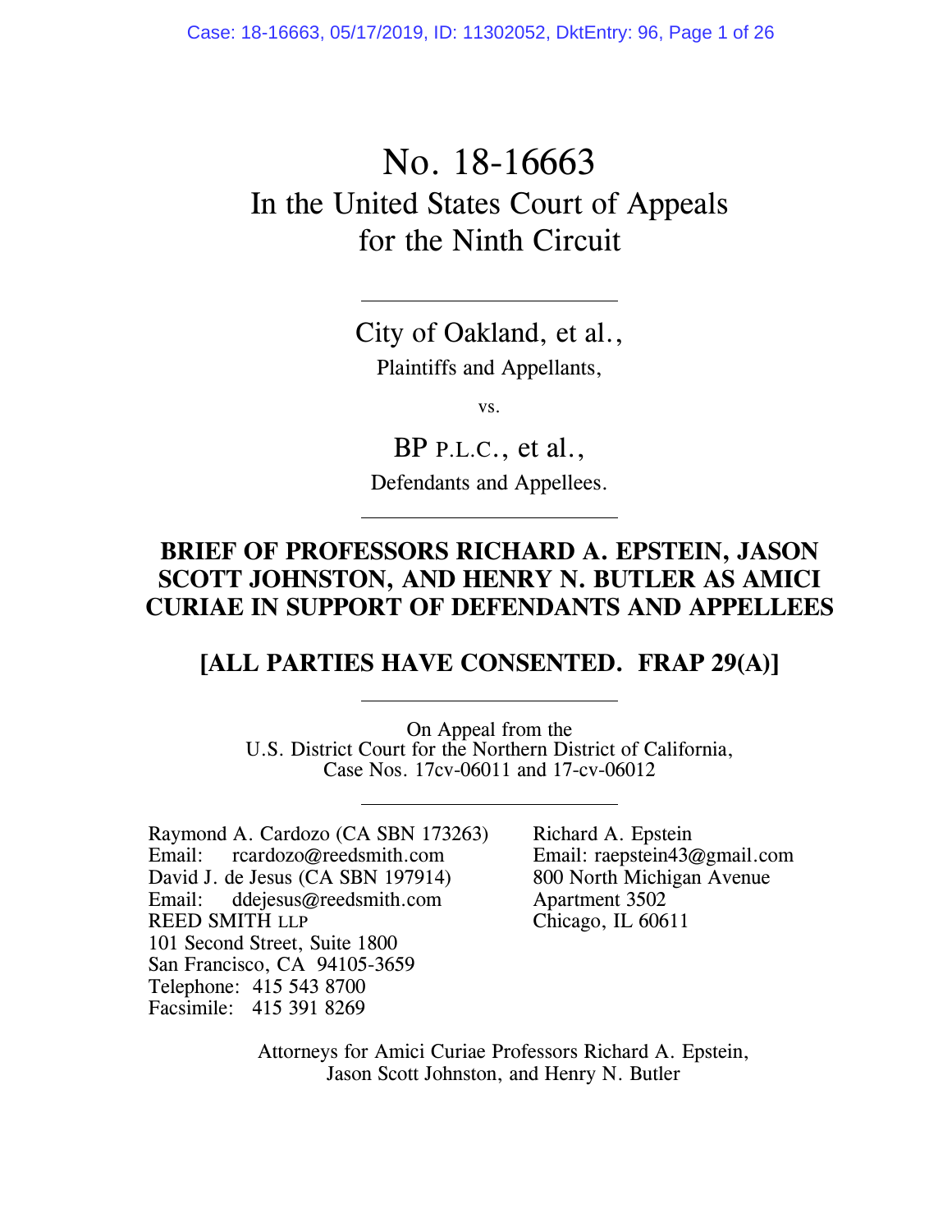# No. 18-16663
## In the United States Court of Appeals for the Ninth Circuit

---

City of Oakland, et al.,
Plaintiffs and Appellants,

vs.

BP P.L.C., et al.,
Defendants and Appellees.

---

**BRIEF OF PROFESSORS RICHARD A. EPSTEIN, JASON SCOTT JOHNSTON, AND HENRY N. BUTLER AS AMICI CURIAE IN SUPPORT OF DEFENDANTS AND APPELLEES**

**[ALL PARTIES HAVE CONSENTED. FRAP 29(A)]**

---

On Appeal from the
U.S. District Court for the Northern District of California,
Case Nos. 17cv-06011 and 17-cv-06012

---

Raymond A. Cardozo (CA SBN 173263)
Email: rcardozo@reedsmith.com
David J. de Jesus (CA SBN 197914)
Email: ddejesus@reedsmith.com
REED SMITH LLP
101 Second Street, Suite 1800
San Francisco, CA 94105-3659
Telephone: 415 543 8700
Facsimile: 415 391 8269

Richard A. Epstein
Email: raepstein43@gmail.com
800 North Michigan Avenue
Apartment 3502
Chicago, IL 60611

Attorneys for Amici Curiae Professors Richard A. Epstein, Jason Scott Johnston, and Henry N. Butler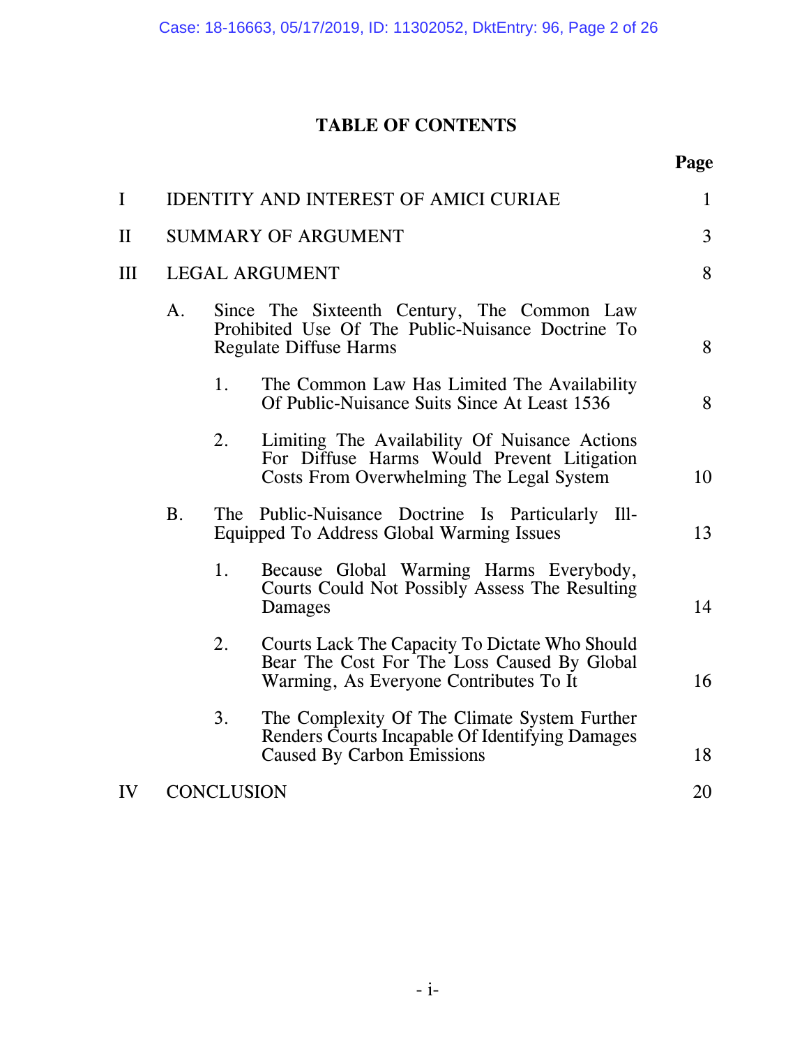# TABLE OF CONTENTS

| | | Page |
|---|---|---|
| I | IDENTITY AND INTEREST OF AMICI CURIAE | 1 |
| II | SUMMARY OF ARGUMENT | 3 |
| III | LEGAL ARGUMENT | 8 |
| | A. Since The Sixteenth Century, The Common Law Prohibited Use Of The Public-Nuisance Doctrine To Regulate Diffuse Harms | 8 |
| | 1. The Common Law Has Limited The Availability Of Public-Nuisance Suits Since At Least 1536 | 8 |
| | 2. Limiting The Availability Of Nuisance Actions For Diffuse Harms Would Prevent Litigation Costs From Overwhelming The Legal System | 10 |
| | B. The Public-Nuisance Doctrine Is Particularly Ill-Equipped To Address Global Warming Issues | 13 |
| | 1. Because Global Warming Harms Everybody, Courts Could Not Possibly Assess The Resulting Damages | 14 |
| | 2. Courts Lack The Capacity To Dictate Who Should Bear The Cost For The Loss Caused By Global Warming, As Everyone Contributes To It | 16 |
| | 3. The Complexity Of The Climate System Further Renders Courts Incapable Of Identifying Damages Caused By Carbon Emissions | 18 |
| IV | CONCLUSION | 20 |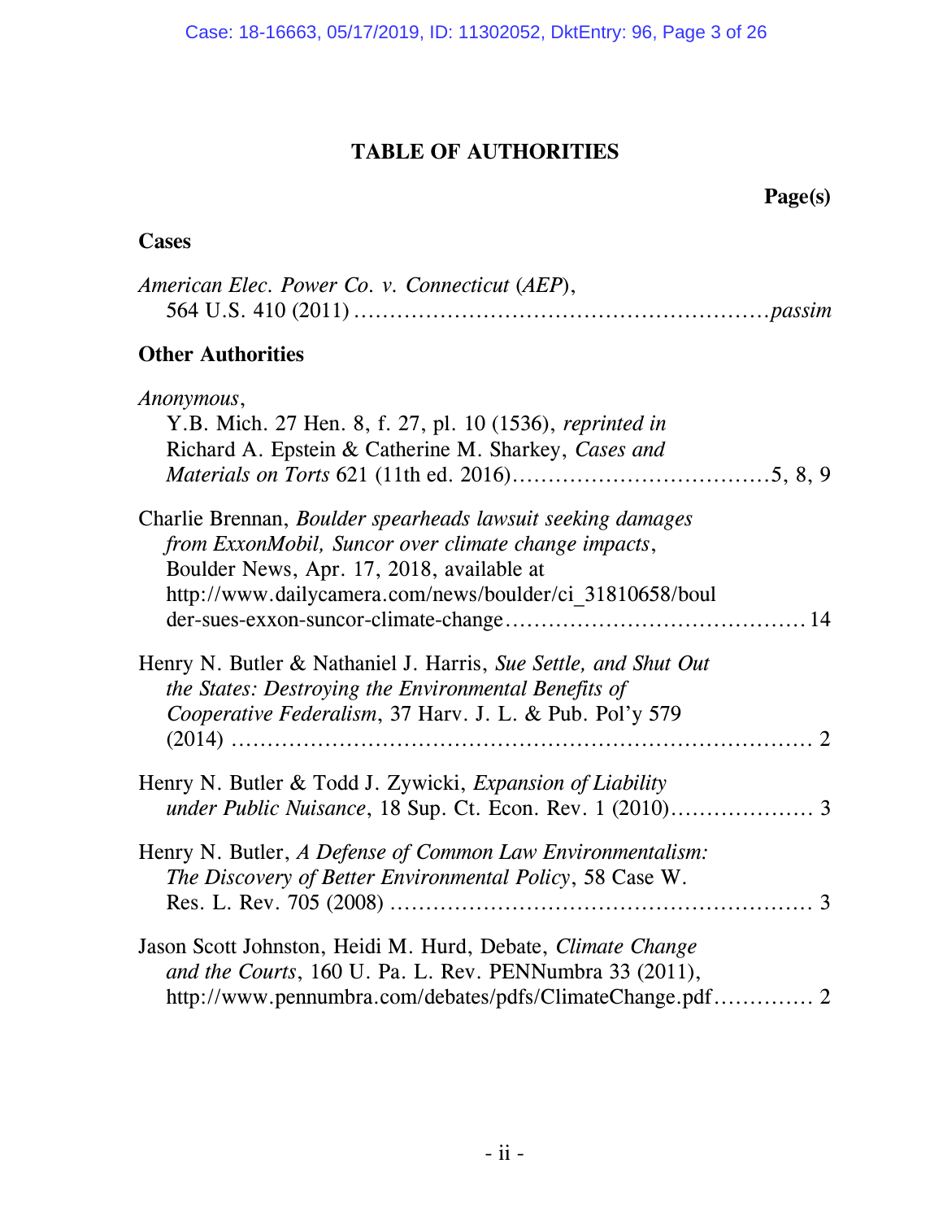# TABLE OF AUTHORITIES

**Page(s)**

## Cases

*American Elec. Power Co. v. Connecticut* (*AEP*), 564 U.S. 410 (2011) .......................................................*passim*

## Other Authorities

*Anonymous*, Y.B. Mich. 27 Hen. 8, f. 27, pl. 10 (1536), *reprinted in* Richard A. Epstein & Catherine M. Sharkey, *Cases and Materials on Torts* 621 (11th ed. 2016)....................................5, 8, 9

Charlie Brennan, *Boulder spearheads lawsuit seeking damages from ExxonMobil, Suncor over climate change impacts*, Boulder News, Apr. 17, 2018, available at http://www.dailycamera.com/news/boulder/ci_31810658/boulder-sues-exxon-suncor-climate-change......................................... 14

Henry N. Butler & Nathaniel J. Harris, *Sue Settle, and Shut Out the States: Destroying the Environmental Benefits of Cooperative Federalism*, 37 Harv. J. L. & Pub. Pol'y 579 (2014) ....................................................................... 2

Henry N. Butler & Todd J. Zywicki, *Expansion of Liability under Public Nuisance*, 18 Sup. Ct. Econ. Rev. 1 (2010).................... 3

Henry N. Butler, *A Defense of Common Law Environmentalism: The Discovery of Better Environmental Policy*, 58 Case W. Res. L. Rev. 705 (2008) .......................................................... 3

Jason Scott Johnston, Heidi M. Hurd, Debate, *Climate Change and the Courts*, 160 U. Pa. L. Rev. PENNumbra 33 (2011), http://www.pennumbra.com/debates/pdfs/ClimateChange.pdf............. 2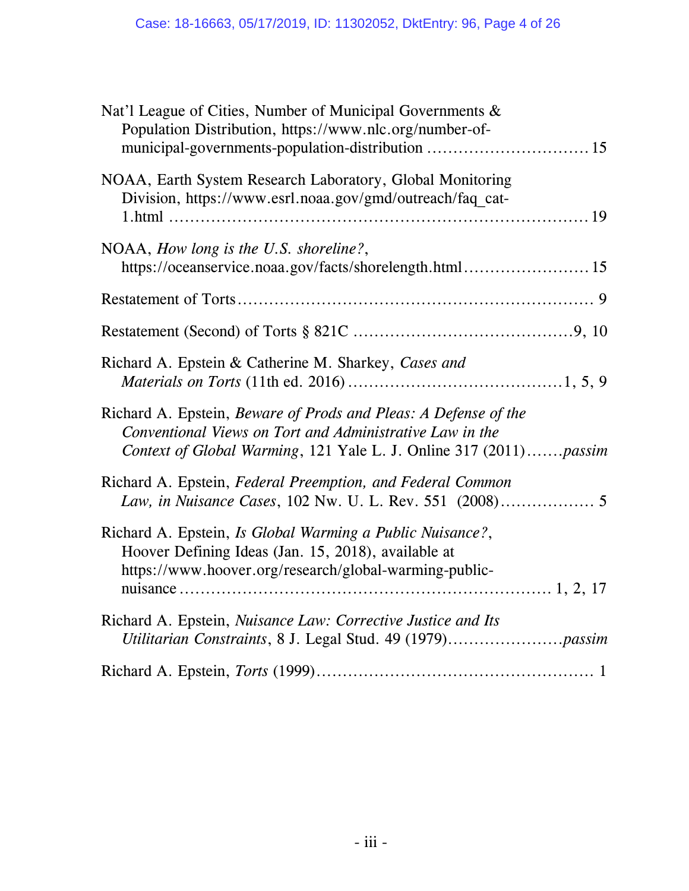Nat'l League of Cities, Number of Municipal Governments & Population Distribution, https://www.nlc.org/number-of-municipal-governments-population-distribution ............................... 15

NOAA, Earth System Research Laboratory, Global Monitoring Division, https://www.esrl.noaa.gov/gmd/outreach/faq_cat-1.html ........................................................................ 19

NOAA, *How long is the U.S. shoreline?*, https://oceanservice.noaa.gov/facts/shorelength.html........................ 15

Restatement of Torts.................................................................. 9

Restatement (Second) of Torts § 821C ..........................................9, 10

Richard A. Epstein & Catherine M. Sharkey, *Cases and Materials on Torts* (11th ed. 2016) ........................................1, 5, 9

Richard A. Epstein, *Beware of Prods and Pleas: A Defense of the Conventional Views on Tort and Administrative Law in the Context of Global Warming*, 121 Yale L. J. Online 317 (2011).......*passim*

Richard A. Epstein, *Federal Preemption, and Federal Common Law, in Nuisance Cases*, 102 Nw. U. L. Rev. 551 (2008).................. 5

Richard A. Epstein, *Is Global Warming a Public Nuisance?*, Hoover Defining Ideas (Jan. 15, 2018), available at https://www.hoover.org/research/global-warming-public-nuisance .................................................................... 1, 2, 17

Richard A. Epstein, *Nuisance Law: Corrective Justice and Its Utilitarian Constraints*, 8 J. Legal Stud. 49 (1979)......................*passim*

Richard A. Epstein, *Torts* (1999).................................................... 1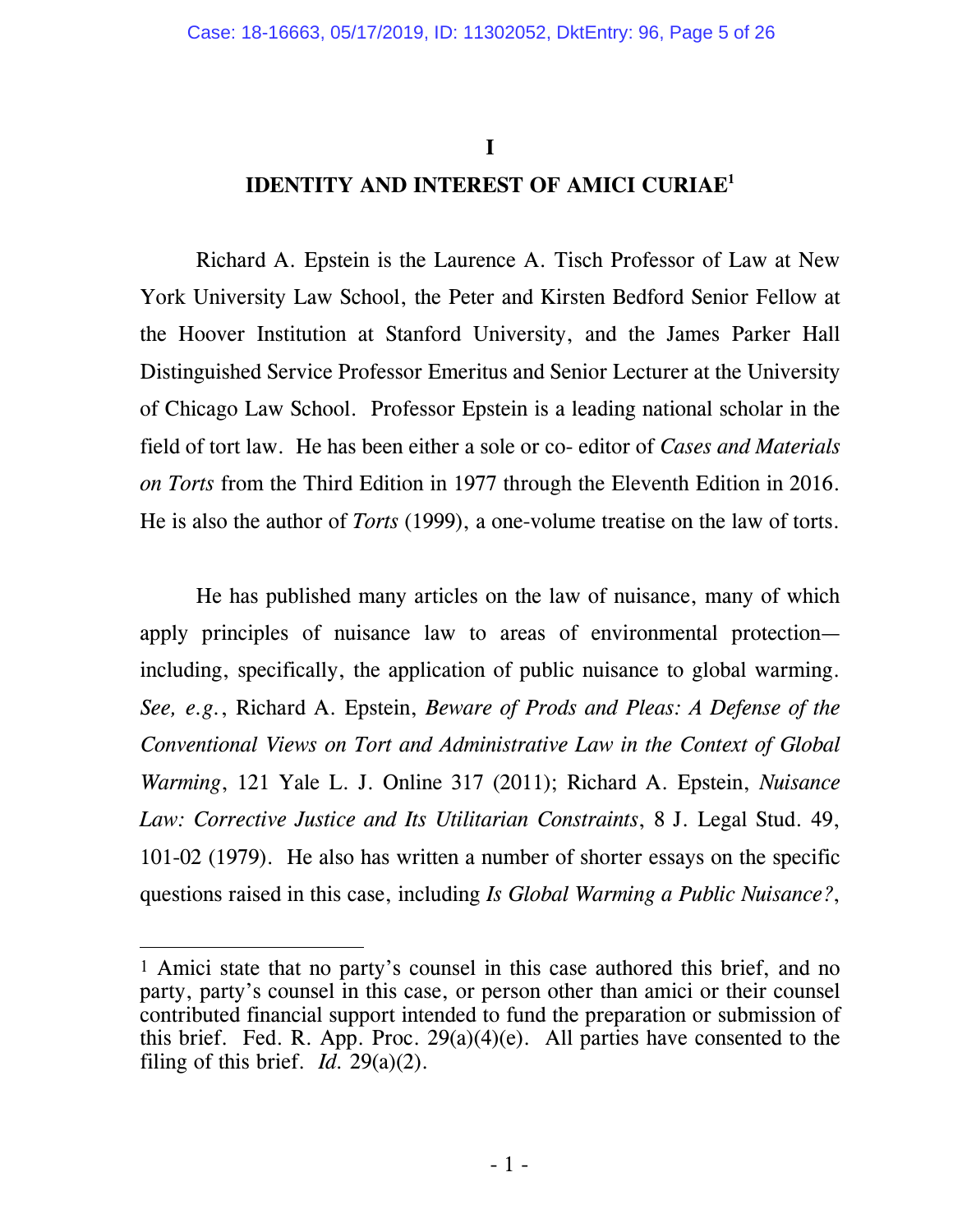# I

# IDENTITY AND INTEREST OF AMICI CURIAE[1]

Richard A. Epstein is the Laurence A. Tisch Professor of Law at New York University Law School, the Peter and Kirsten Bedford Senior Fellow at the Hoover Institution at Stanford University, and the James Parker Hall Distinguished Service Professor Emeritus and Senior Lecturer at the University of Chicago Law School. Professor Epstein is a leading national scholar in the field of tort law. He has been either a sole or co- editor of *Cases and Materials on Torts* from the Third Edition in 1977 through the Eleventh Edition in 2016. He is also the author of *Torts* (1999), a one-volume treatise on the law of torts.

He has published many articles on the law of nuisance, many of which apply principles of nuisance law to areas of environmental protection—including, specifically, the application of public nuisance to global warming. *See, e.g.*, Richard A. Epstein, *Beware of Prods and Pleas: A Defense of the Conventional Views on Tort and Administrative Law in the Context of Global Warming*, 121 Yale L. J. Online 317 (2011); Richard A. Epstein, *Nuisance Law: Corrective Justice and Its Utilitarian Constraints*, 8 J. Legal Stud. 49, 101-02 (1979). He also has written a number of shorter essays on the specific questions raised in this case, including *Is Global Warming a Public Nuisance?*,

---

[1] Amici state that no party's counsel in this case authored this brief, and no party, party's counsel in this case, or person other than amici or their counsel contributed financial support intended to fund the preparation or submission of this brief. Fed. R. App. Proc. 29(a)(4)(e). All parties have consented to the filing of this brief. *Id.* 29(a)(2).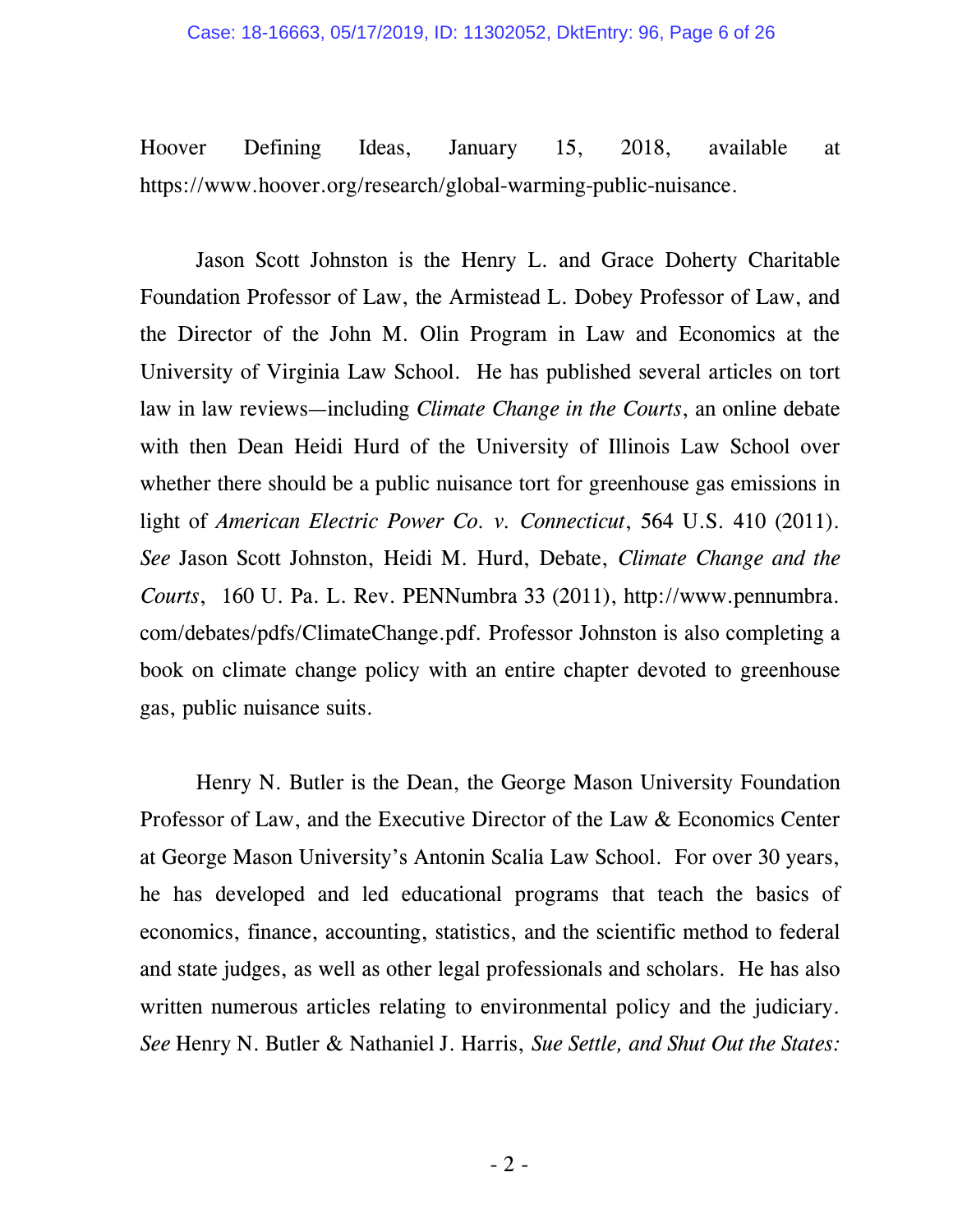Hoover Defining Ideas, January 15, 2018, available at https://www.hoover.org/research/global-warming-public-nuisance.

Jason Scott Johnston is the Henry L. and Grace Doherty Charitable Foundation Professor of Law, the Armistead L. Dobey Professor of Law, and the Director of the John M. Olin Program in Law and Economics at the University of Virginia Law School. He has published several articles on tort law in law reviews—including *Climate Change in the Courts*, an online debate with then Dean Heidi Hurd of the University of Illinois Law School over whether there should be a public nuisance tort for greenhouse gas emissions in light of *American Electric Power Co. v. Connecticut*, 564 U.S. 410 (2011). *See* Jason Scott Johnston, Heidi M. Hurd, Debate, *Climate Change and the Courts*, 160 U. Pa. L. Rev. PENNumbra 33 (2011), http://www.pennumbra.com/debates/pdfs/ClimateChange.pdf. Professor Johnston is also completing a book on climate change policy with an entire chapter devoted to greenhouse gas, public nuisance suits.

Henry N. Butler is the Dean, the George Mason University Foundation Professor of Law, and the Executive Director of the Law & Economics Center at George Mason University's Antonin Scalia Law School. For over 30 years, he has developed and led educational programs that teach the basics of economics, finance, accounting, statistics, and the scientific method to federal and state judges, as well as other legal professionals and scholars. He has also written numerous articles relating to environmental policy and the judiciary. *See* Henry N. Butler & Nathaniel J. Harris, *Sue Settle, and Shut Out the States:*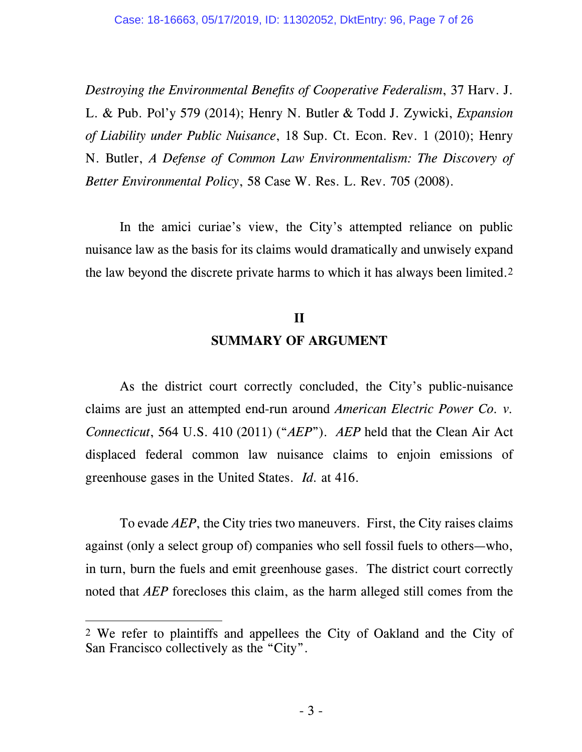*Destroying the Environmental Benefits of Cooperative Federalism*, 37 Harv. J. L. & Pub. Pol'y 579 (2014); Henry N. Butler & Todd J. Zywicki, *Expansion of Liability under Public Nuisance*, 18 Sup. Ct. Econ. Rev. 1 (2010); Henry N. Butler, *A Defense of Common Law Environmentalism: The Discovery of Better Environmental Policy*, 58 Case W. Res. L. Rev. 705 (2008).

In the amici curiae's view, the City's attempted reliance on public nuisance law as the basis for its claims would dramatically and unwisely expand the law beyond the discrete private harms to which it has always been limited.[2]

## II

## SUMMARY OF ARGUMENT

As the district court correctly concluded, the City's public-nuisance claims are just an attempted end-run around *American Electric Power Co. v. Connecticut*, 564 U.S. 410 (2011) ("*AEP*"). *AEP* held that the Clean Air Act displaced federal common law nuisance claims to enjoin emissions of greenhouse gases in the United States. *Id.* at 416.

To evade *AEP*, the City tries two maneuvers. First, the City raises claims against (only a select group of) companies who sell fossil fuels to others—who, in turn, burn the fuels and emit greenhouse gases. The district court correctly noted that *AEP* forecloses this claim, as the harm alleged still comes from the

[2] We refer to plaintiffs and appellees the City of Oakland and the City of San Francisco collectively as the "City".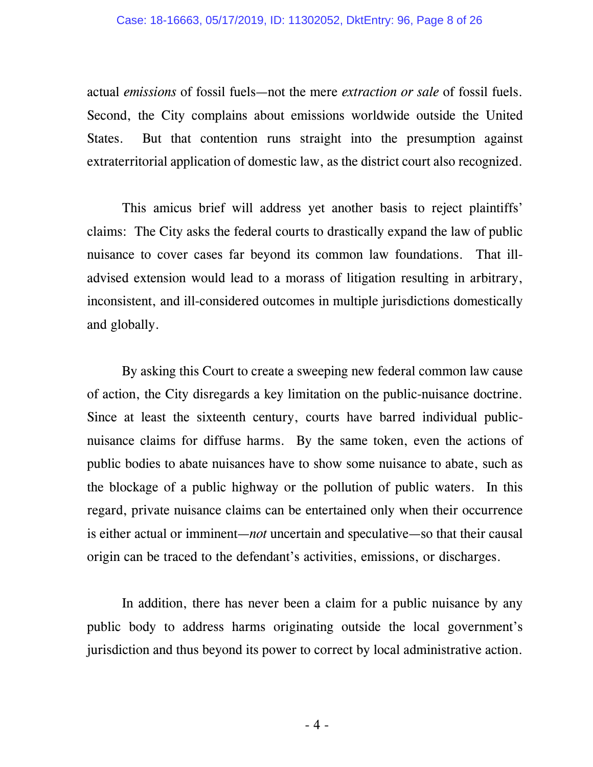actual *emissions* of fossil fuels—not the mere *extraction or sale* of fossil fuels. Second, the City complains about emissions worldwide outside the United States. But that contention runs straight into the presumption against extraterritorial application of domestic law, as the district court also recognized.

This amicus brief will address yet another basis to reject plaintiffs' claims: The City asks the federal courts to drastically expand the law of public nuisance to cover cases far beyond its common law foundations. That ill-advised extension would lead to a morass of litigation resulting in arbitrary, inconsistent, and ill-considered outcomes in multiple jurisdictions domestically and globally.

By asking this Court to create a sweeping new federal common law cause of action, the City disregards a key limitation on the public-nuisance doctrine. Since at least the sixteenth century, courts have barred individual public-nuisance claims for diffuse harms. By the same token, even the actions of public bodies to abate nuisances have to show some nuisance to abate, such as the blockage of a public highway or the pollution of public waters. In this regard, private nuisance claims can be entertained only when their occurrence is either actual or imminent—*not* uncertain and speculative—so that their causal origin can be traced to the defendant's activities, emissions, or discharges.

In addition, there has never been a claim for a public nuisance by any public body to address harms originating outside the local government's jurisdiction and thus beyond its power to correct by local administrative action.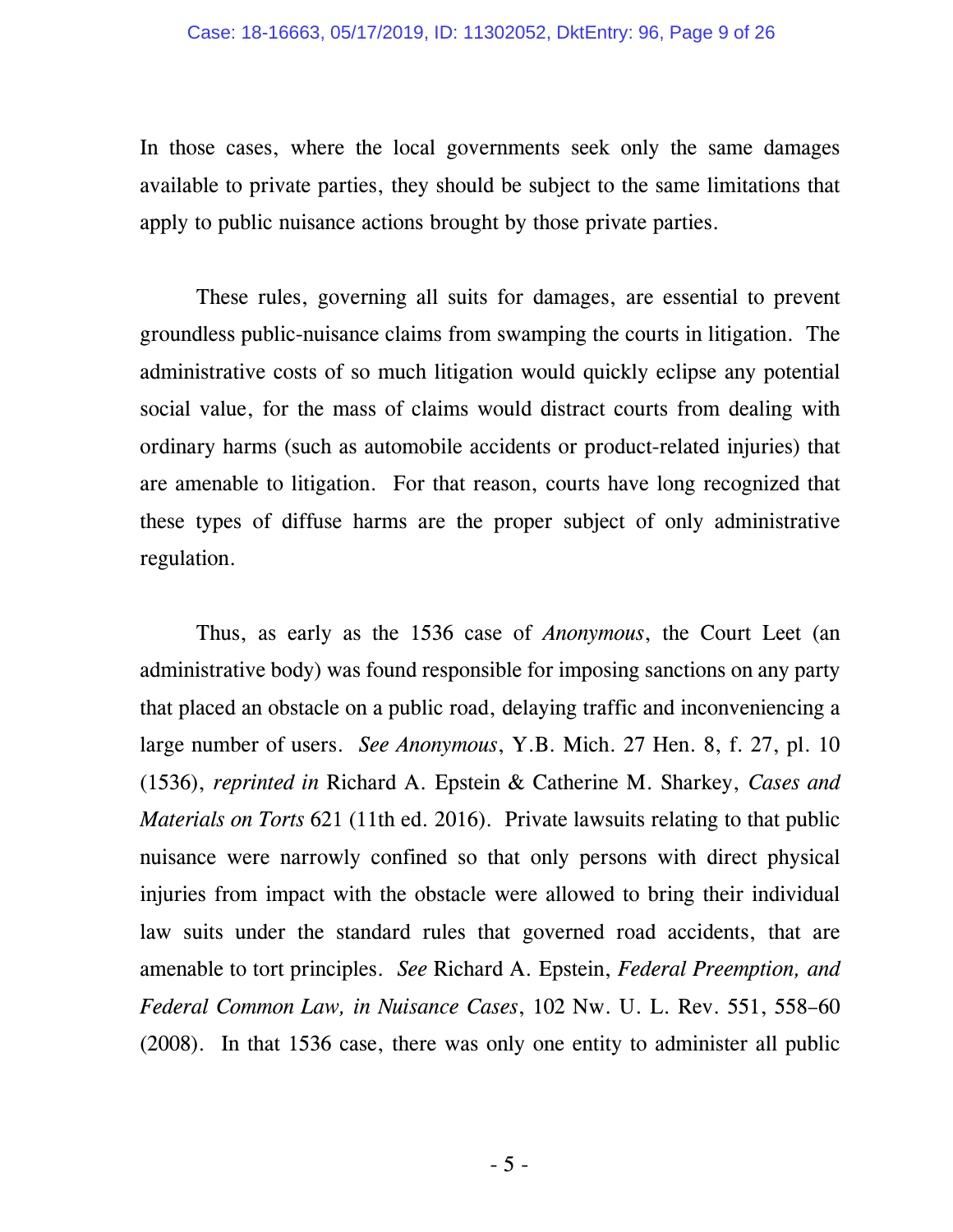In those cases, where the local governments seek only the same damages available to private parties, they should be subject to the same limitations that apply to public nuisance actions brought by those private parties.

These rules, governing all suits for damages, are essential to prevent groundless public-nuisance claims from swamping the courts in litigation. The administrative costs of so much litigation would quickly eclipse any potential social value, for the mass of claims would distract courts from dealing with ordinary harms (such as automobile accidents or product-related injuries) that are amenable to litigation. For that reason, courts have long recognized that these types of diffuse harms are the proper subject of only administrative regulation.

Thus, as early as the 1536 case of *Anonymous*, the Court Leet (an administrative body) was found responsible for imposing sanctions on any party that placed an obstacle on a public road, delaying traffic and inconveniencing a large number of users. *See Anonymous*, Y.B. Mich. 27 Hen. 8, f. 27, pl. 10 (1536), *reprinted in* Richard A. Epstein & Catherine M. Sharkey, *Cases and Materials on Torts* 621 (11th ed. 2016). Private lawsuits relating to that public nuisance were narrowly confined so that only persons with direct physical injuries from impact with the obstacle were allowed to bring their individual law suits under the standard rules that governed road accidents, that are amenable to tort principles. *See* Richard A. Epstein, *Federal Preemption, and Federal Common Law, in Nuisance Cases*, 102 Nw. U. L. Rev. 551, 558–60 (2008). In that 1536 case, there was only one entity to administer all public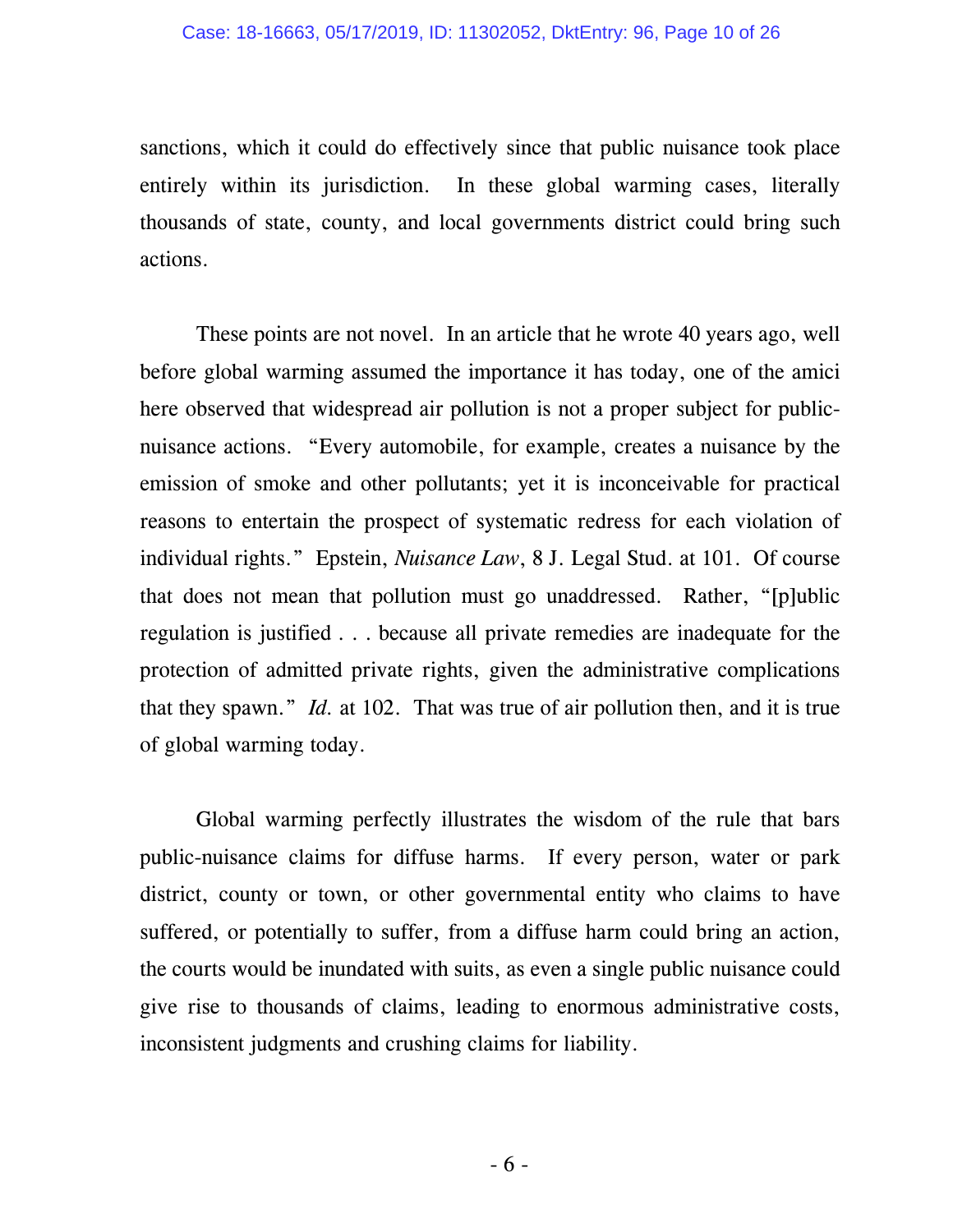sanctions, which it could do effectively since that public nuisance took place entirely within its jurisdiction. In these global warming cases, literally thousands of state, county, and local governments district could bring such actions.

These points are not novel. In an article that he wrote 40 years ago, well before global warming assumed the importance it has today, one of the amici here observed that widespread air pollution is not a proper subject for public-nuisance actions. "Every automobile, for example, creates a nuisance by the emission of smoke and other pollutants; yet it is inconceivable for practical reasons to entertain the prospect of systematic redress for each violation of individual rights." Epstein, *Nuisance Law*, 8 J. Legal Stud. at 101. Of course that does not mean that pollution must go unaddressed. Rather, "[p]ublic regulation is justified . . . because all private remedies are inadequate for the protection of admitted private rights, given the administrative complications that they spawn." *Id.* at 102. That was true of air pollution then, and it is true of global warming today.

Global warming perfectly illustrates the wisdom of the rule that bars public-nuisance claims for diffuse harms. If every person, water or park district, county or town, or other governmental entity who claims to have suffered, or potentially to suffer, from a diffuse harm could bring an action, the courts would be inundated with suits, as even a single public nuisance could give rise to thousands of claims, leading to enormous administrative costs, inconsistent judgments and crushing claims for liability.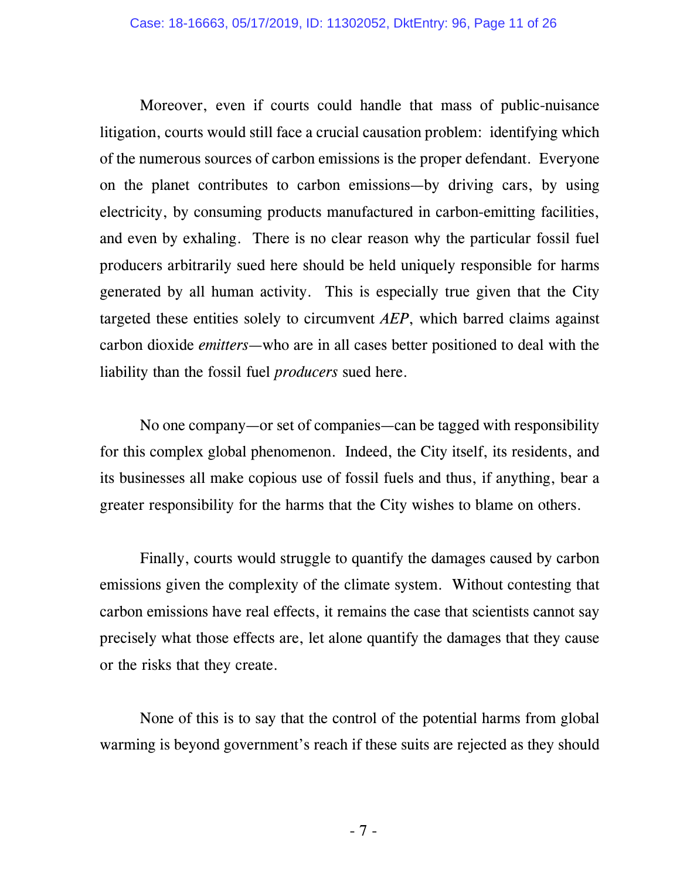Moreover, even if courts could handle that mass of public-nuisance litigation, courts would still face a crucial causation problem: identifying which of the numerous sources of carbon emissions is the proper defendant. Everyone on the planet contributes to carbon emissions—by driving cars, by using electricity, by consuming products manufactured in carbon-emitting facilities, and even by exhaling. There is no clear reason why the particular fossil fuel producers arbitrarily sued here should be held uniquely responsible for harms generated by all human activity. This is especially true given that the City targeted these entities solely to circumvent *AEP*, which barred claims against carbon dioxide *emitters*—who are in all cases better positioned to deal with the liability than the fossil fuel *producers* sued here.

No one company—or set of companies—can be tagged with responsibility for this complex global phenomenon. Indeed, the City itself, its residents, and its businesses all make copious use of fossil fuels and thus, if anything, bear a greater responsibility for the harms that the City wishes to blame on others.

Finally, courts would struggle to quantify the damages caused by carbon emissions given the complexity of the climate system. Without contesting that carbon emissions have real effects, it remains the case that scientists cannot say precisely what those effects are, let alone quantify the damages that they cause or the risks that they create.

None of this is to say that the control of the potential harms from global warming is beyond government's reach if these suits are rejected as they should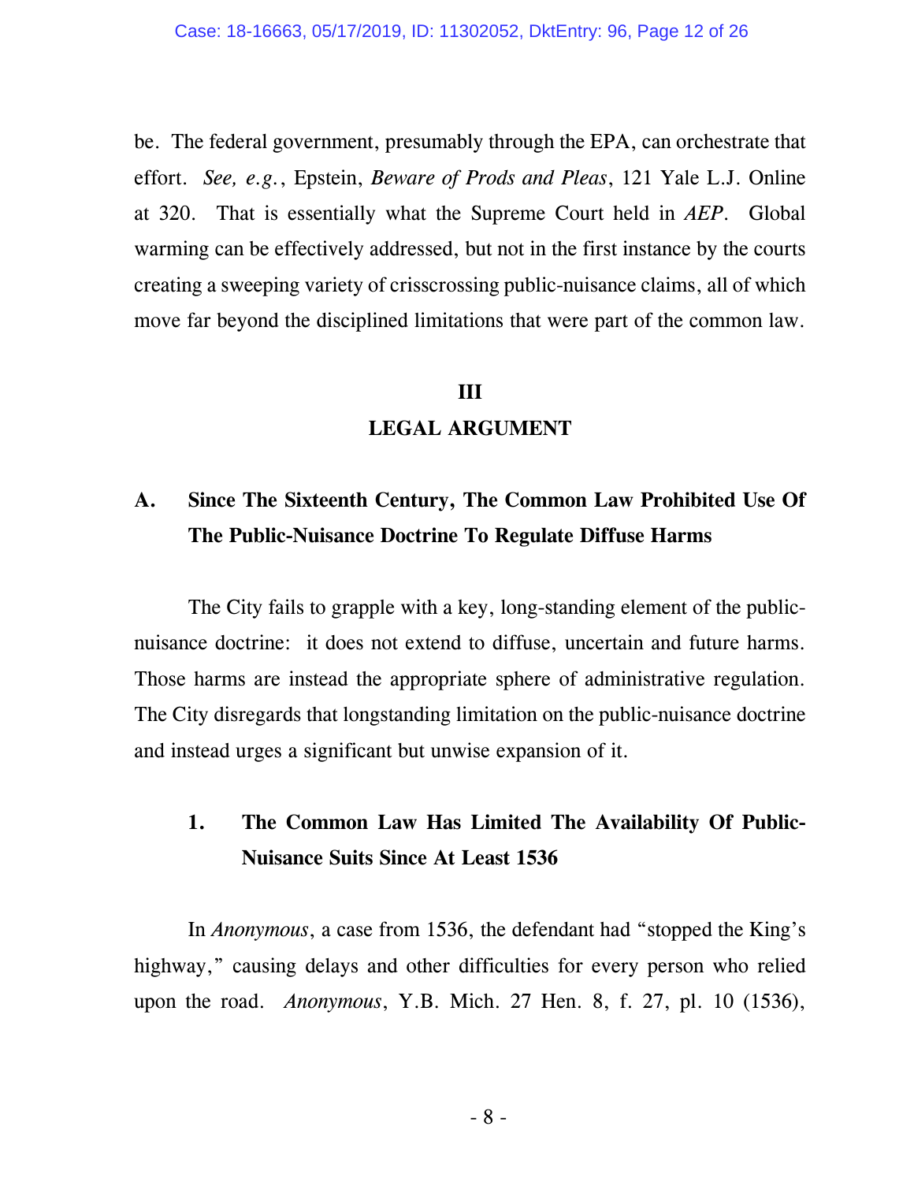be. The federal government, presumably through the EPA, can orchestrate that effort. *See, e.g.*, Epstein, *Beware of Prods and Pleas*, 121 Yale L.J. Online at 320. That is essentially what the Supreme Court held in *AEP*. Global warming can be effectively addressed, but not in the first instance by the courts creating a sweeping variety of crisscrossing public-nuisance claims, all of which move far beyond the disciplined limitations that were part of the common law.

## III

## LEGAL ARGUMENT

### A. Since The Sixteenth Century, The Common Law Prohibited Use Of The Public-Nuisance Doctrine To Regulate Diffuse Harms

The City fails to grapple with a key, long-standing element of the public-nuisance doctrine: it does not extend to diffuse, uncertain and future harms. Those harms are instead the appropriate sphere of administrative regulation. The City disregards that longstanding limitation on the public-nuisance doctrine and instead urges a significant but unwise expansion of it.

#### 1. The Common Law Has Limited The Availability Of Public-Nuisance Suits Since At Least 1536

In *Anonymous*, a case from 1536, the defendant had "stopped the King's highway," causing delays and other difficulties for every person who relied upon the road. *Anonymous*, Y.B. Mich. 27 Hen. 8, f. 27, pl. 10 (1536),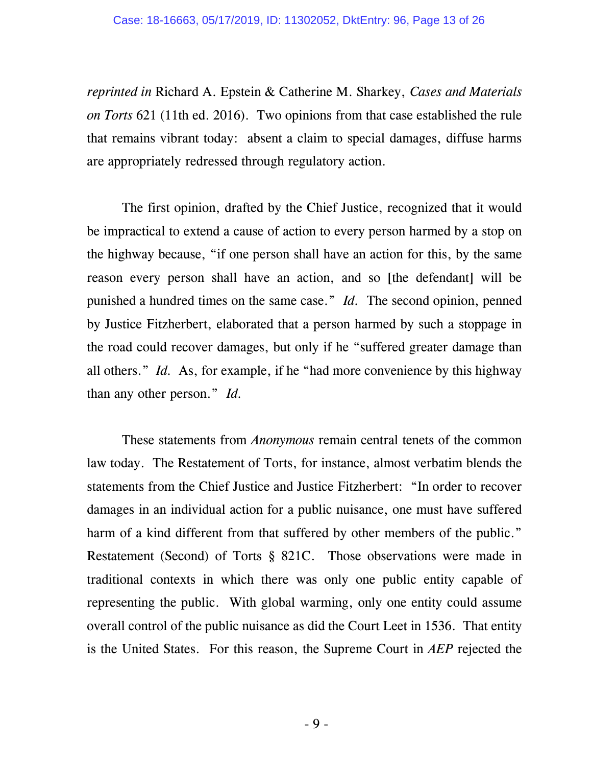*reprinted in* Richard A. Epstein & Catherine M. Sharkey, *Cases and Materials on Torts* 621 (11th ed. 2016). Two opinions from that case established the rule that remains vibrant today: absent a claim to special damages, diffuse harms are appropriately redressed through regulatory action.

The first opinion, drafted by the Chief Justice, recognized that it would be impractical to extend a cause of action to every person harmed by a stop on the highway because, "if one person shall have an action for this, by the same reason every person shall have an action, and so [the defendant] will be punished a hundred times on the same case." *Id.* The second opinion, penned by Justice Fitzherbert, elaborated that a person harmed by such a stoppage in the road could recover damages, but only if he "suffered greater damage than all others." *Id.* As, for example, if he "had more convenience by this highway than any other person." *Id.*

These statements from *Anonymous* remain central tenets of the common law today. The Restatement of Torts, for instance, almost verbatim blends the statements from the Chief Justice and Justice Fitzherbert: "In order to recover damages in an individual action for a public nuisance, one must have suffered harm of a kind different from that suffered by other members of the public." Restatement (Second) of Torts § 821C. Those observations were made in traditional contexts in which there was only one public entity capable of representing the public. With global warming, only one entity could assume overall control of the public nuisance as did the Court Leet in 1536. That entity is the United States. For this reason, the Supreme Court in *AEP* rejected the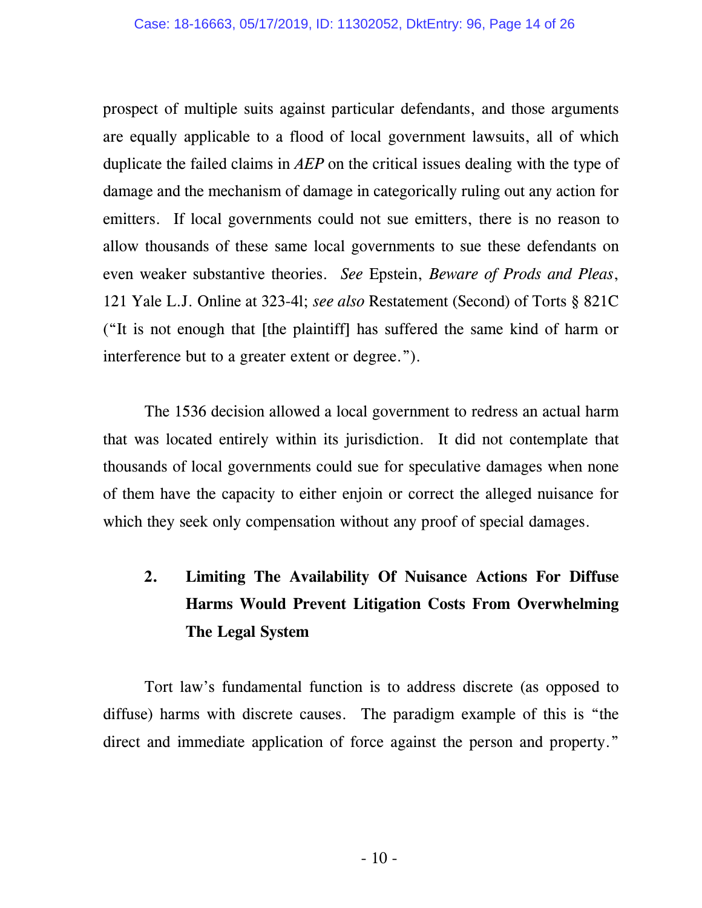prospect of multiple suits against particular defendants, and those arguments are equally applicable to a flood of local government lawsuits, all of which duplicate the failed claims in *AEP* on the critical issues dealing with the type of damage and the mechanism of damage in categorically ruling out any action for emitters. If local governments could not sue emitters, there is no reason to allow thousands of these same local governments to sue these defendants on even weaker substantive theories. *See* Epstein, *Beware of Prods and Pleas*, 121 Yale L.J. Online at 323-41; *see also* Restatement (Second) of Torts § 821C ("It is not enough that [the plaintiff] has suffered the same kind of harm or interference but to a greater extent or degree.").

The 1536 decision allowed a local government to redress an actual harm that was located entirely within its jurisdiction. It did not contemplate that thousands of local governments could sue for speculative damages when none of them have the capacity to either enjoin or correct the alleged nuisance for which they seek only compensation without any proof of special damages.

### 2. Limiting The Availability Of Nuisance Actions For Diffuse Harms Would Prevent Litigation Costs From Overwhelming The Legal System

Tort law's fundamental function is to address discrete (as opposed to diffuse) harms with discrete causes. The paradigm example of this is "the direct and immediate application of force against the person and property."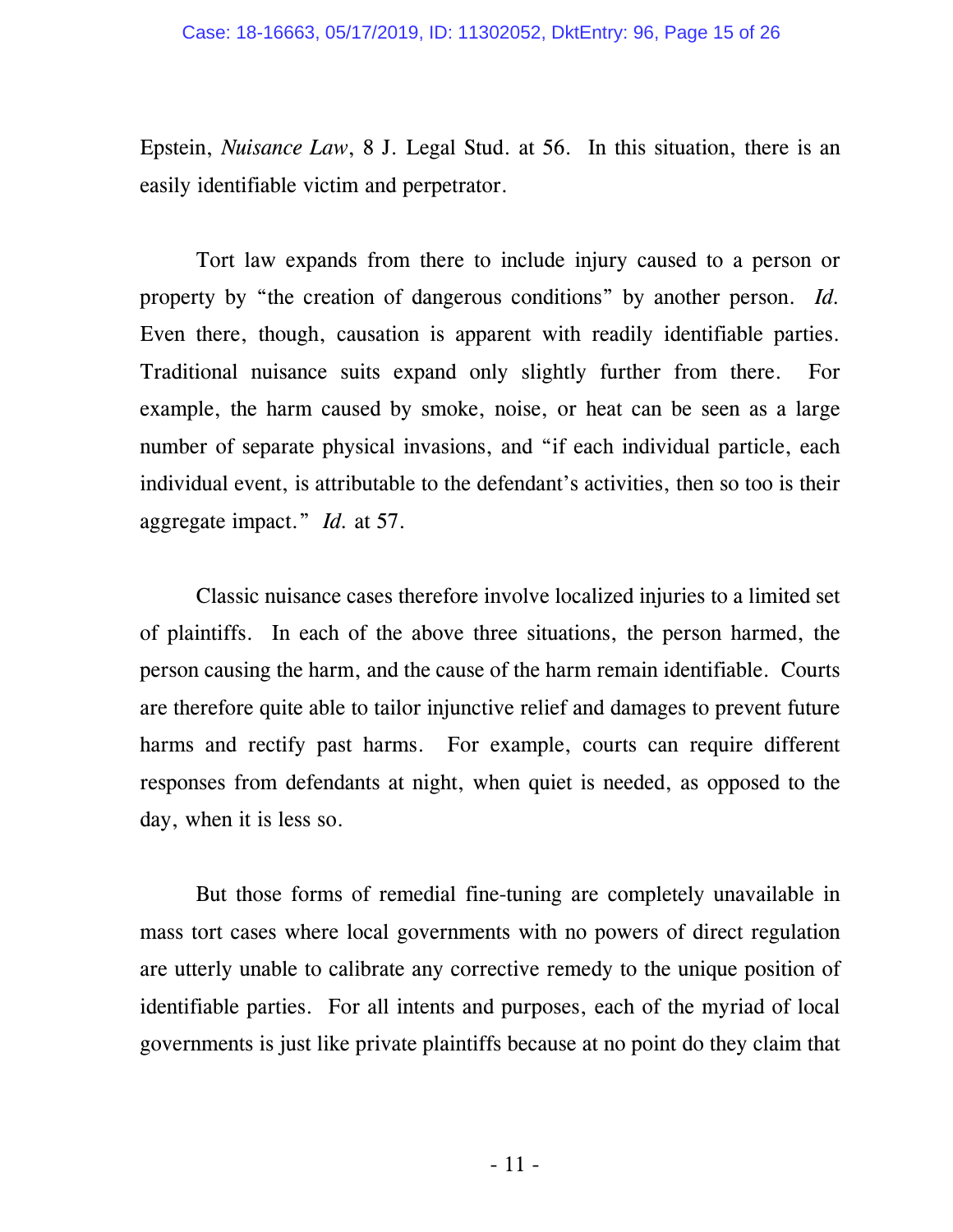Epstein, *Nuisance Law*, 8 J. Legal Stud. at 56. In this situation, there is an easily identifiable victim and perpetrator.

Tort law expands from there to include injury caused to a person or property by "the creation of dangerous conditions" by another person. *Id.* Even there, though, causation is apparent with readily identifiable parties. Traditional nuisance suits expand only slightly further from there. For example, the harm caused by smoke, noise, or heat can be seen as a large number of separate physical invasions, and "if each individual particle, each individual event, is attributable to the defendant's activities, then so too is their aggregate impact." *Id.* at 57.

Classic nuisance cases therefore involve localized injuries to a limited set of plaintiffs. In each of the above three situations, the person harmed, the person causing the harm, and the cause of the harm remain identifiable. Courts are therefore quite able to tailor injunctive relief and damages to prevent future harms and rectify past harms. For example, courts can require different responses from defendants at night, when quiet is needed, as opposed to the day, when it is less so.

But those forms of remedial fine-tuning are completely unavailable in mass tort cases where local governments with no powers of direct regulation are utterly unable to calibrate any corrective remedy to the unique position of identifiable parties. For all intents and purposes, each of the myriad of local governments is just like private plaintiffs because at no point do they claim that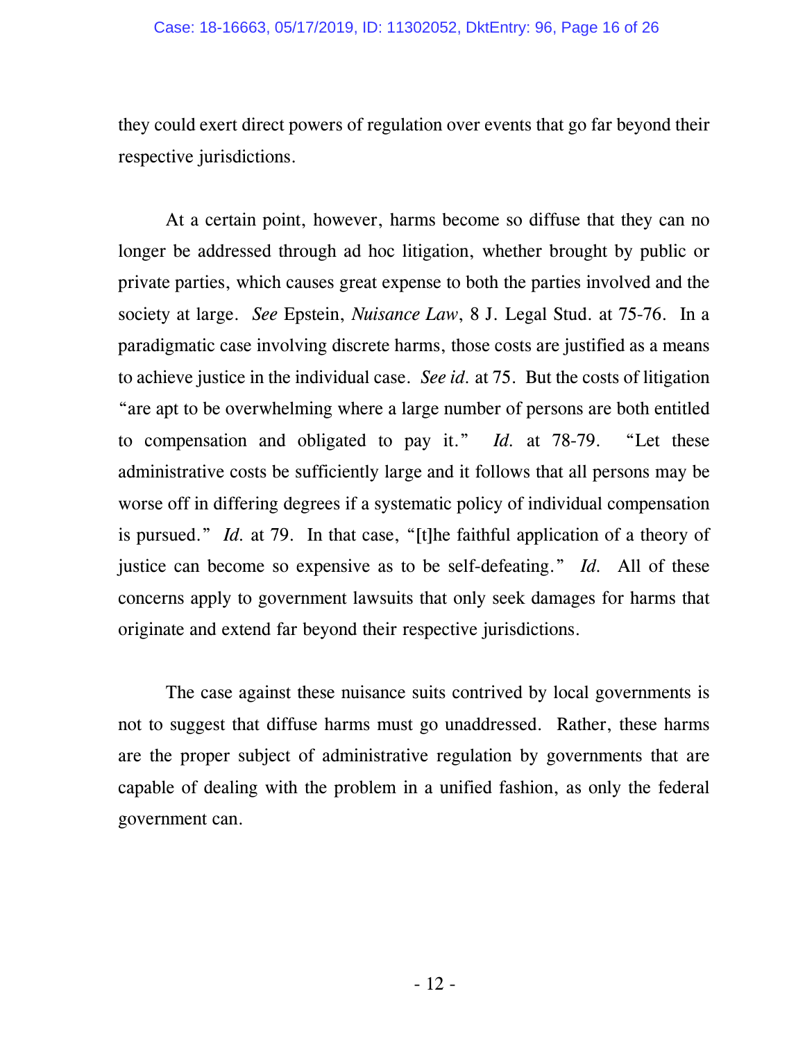they could exert direct powers of regulation over events that go far beyond their respective jurisdictions.

At a certain point, however, harms become so diffuse that they can no longer be addressed through ad hoc litigation, whether brought by public or private parties, which causes great expense to both the parties involved and the society at large. *See* Epstein, *Nuisance Law*, 8 J. Legal Stud. at 75-76. In a paradigmatic case involving discrete harms, those costs are justified as a means to achieve justice in the individual case. *See id.* at 75. But the costs of litigation "are apt to be overwhelming where a large number of persons are both entitled to compensation and obligated to pay it." *Id.* at 78-79. "Let these administrative costs be sufficiently large and it follows that all persons may be worse off in differing degrees if a systematic policy of individual compensation is pursued." *Id.* at 79. In that case, "[t]he faithful application of a theory of justice can become so expensive as to be self-defeating." *Id.* All of these concerns apply to government lawsuits that only seek damages for harms that originate and extend far beyond their respective jurisdictions.

The case against these nuisance suits contrived by local governments is not to suggest that diffuse harms must go unaddressed. Rather, these harms are the proper subject of administrative regulation by governments that are capable of dealing with the problem in a unified fashion, as only the federal government can.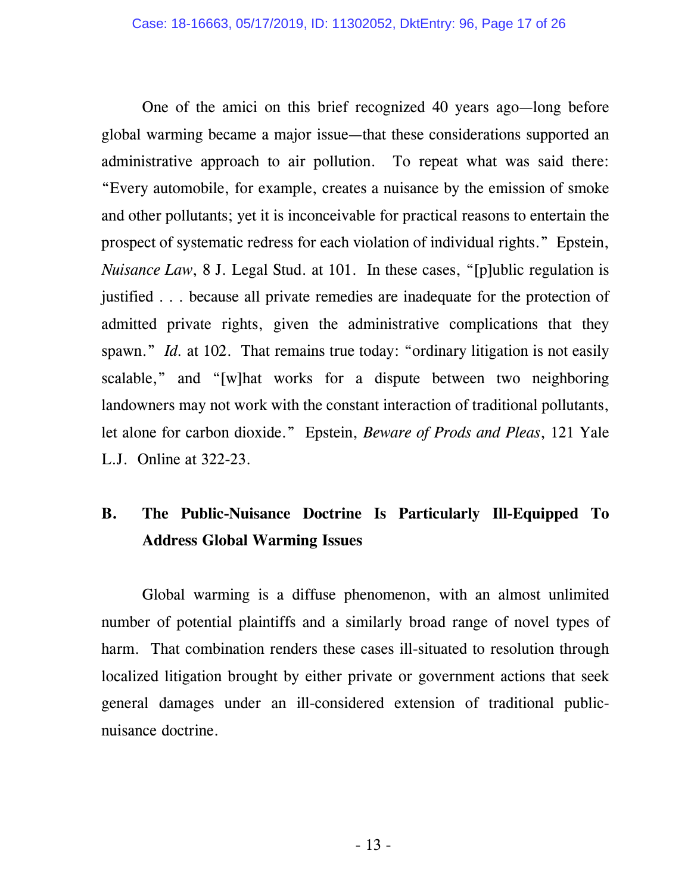One of the amici on this brief recognized 40 years ago—long before global warming became a major issue—that these considerations supported an administrative approach to air pollution. To repeat what was said there: "Every automobile, for example, creates a nuisance by the emission of smoke and other pollutants; yet it is inconceivable for practical reasons to entertain the prospect of systematic redress for each violation of individual rights." Epstein, *Nuisance Law*, 8 J. Legal Stud. at 101. In these cases, "[p]ublic regulation is justified . . . because all private remedies are inadequate for the protection of admitted private rights, given the administrative complications that they spawn." *Id.* at 102. That remains true today: "ordinary litigation is not easily scalable," and "[w]hat works for a dispute between two neighboring landowners may not work with the constant interaction of traditional pollutants, let alone for carbon dioxide." Epstein, *Beware of Prods and Pleas*, 121 Yale L.J. Online at 322-23.

## B. The Public-Nuisance Doctrine Is Particularly Ill-Equipped To Address Global Warming Issues

Global warming is a diffuse phenomenon, with an almost unlimited number of potential plaintiffs and a similarly broad range of novel types of harm. That combination renders these cases ill-situated to resolution through localized litigation brought by either private or government actions that seek general damages under an ill-considered extension of traditional public-nuisance doctrine.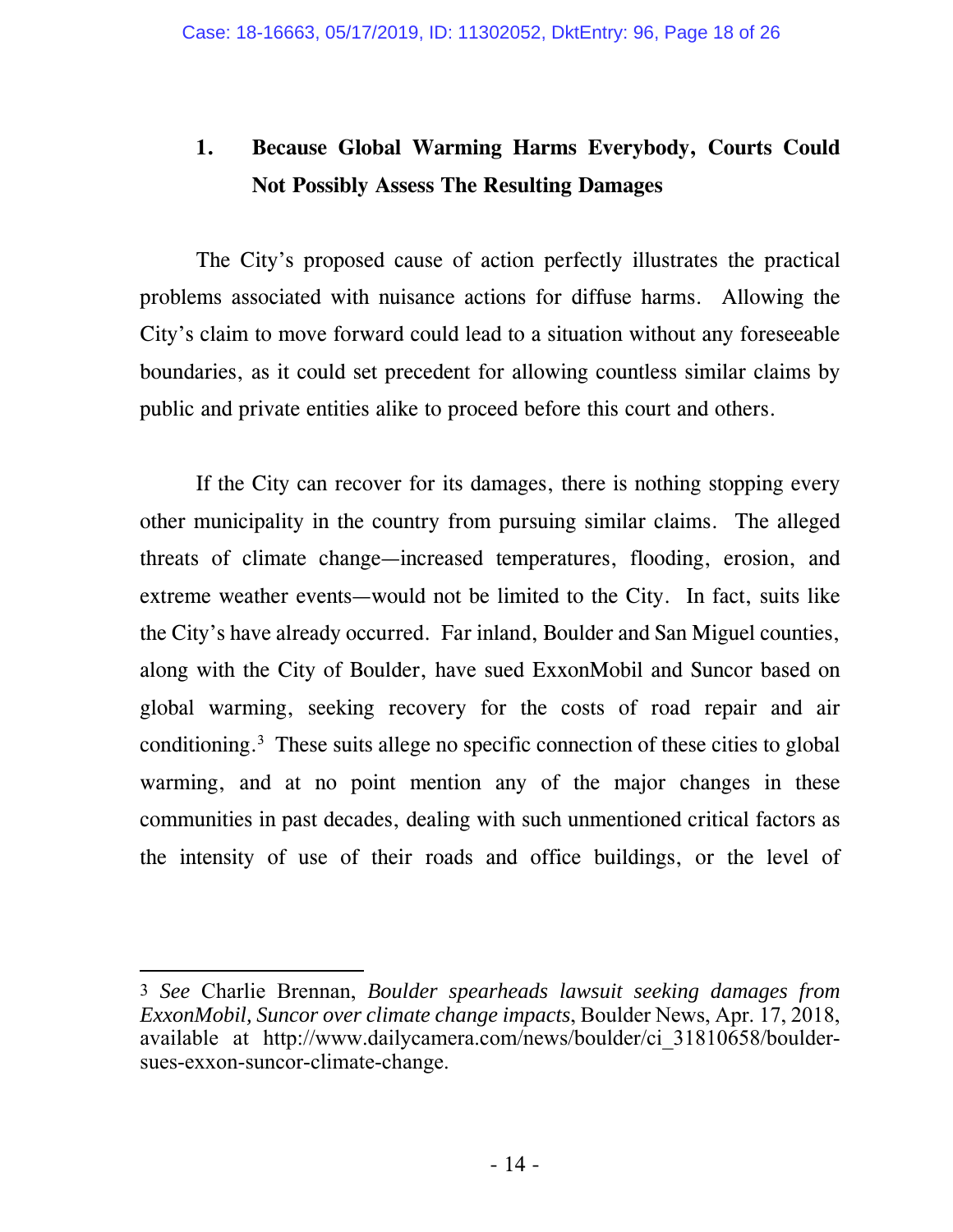### 1. Because Global Warming Harms Everybody, Courts Could Not Possibly Assess The Resulting Damages

The City's proposed cause of action perfectly illustrates the practical problems associated with nuisance actions for diffuse harms. Allowing the City's claim to move forward could lead to a situation without any foreseeable boundaries, as it could set precedent for allowing countless similar claims by public and private entities alike to proceed before this court and others.

If the City can recover for its damages, there is nothing stopping every other municipality in the country from pursuing similar claims. The alleged threats of climate change—increased temperatures, flooding, erosion, and extreme weather events—would not be limited to the City. In fact, suits like the City's have already occurred. Far inland, Boulder and San Miguel counties, along with the City of Boulder, have sued ExxonMobil and Suncor based on global warming, seeking recovery for the costs of road repair and air conditioning.[3] These suits allege no specific connection of these cities to global warming, and at no point mention any of the major changes in these communities in past decades, dealing with such unmentioned critical factors as the intensity of use of their roads and office buildings, or the level of

---

[3] *See* Charlie Brennan, *Boulder spearheads lawsuit seeking damages from ExxonMobil, Suncor over climate change impacts*, Boulder News, Apr. 17, 2018, available at http://www.dailycamera.com/news/boulder/ci_31810658/boulder-sues-exxon-suncor-climate-change.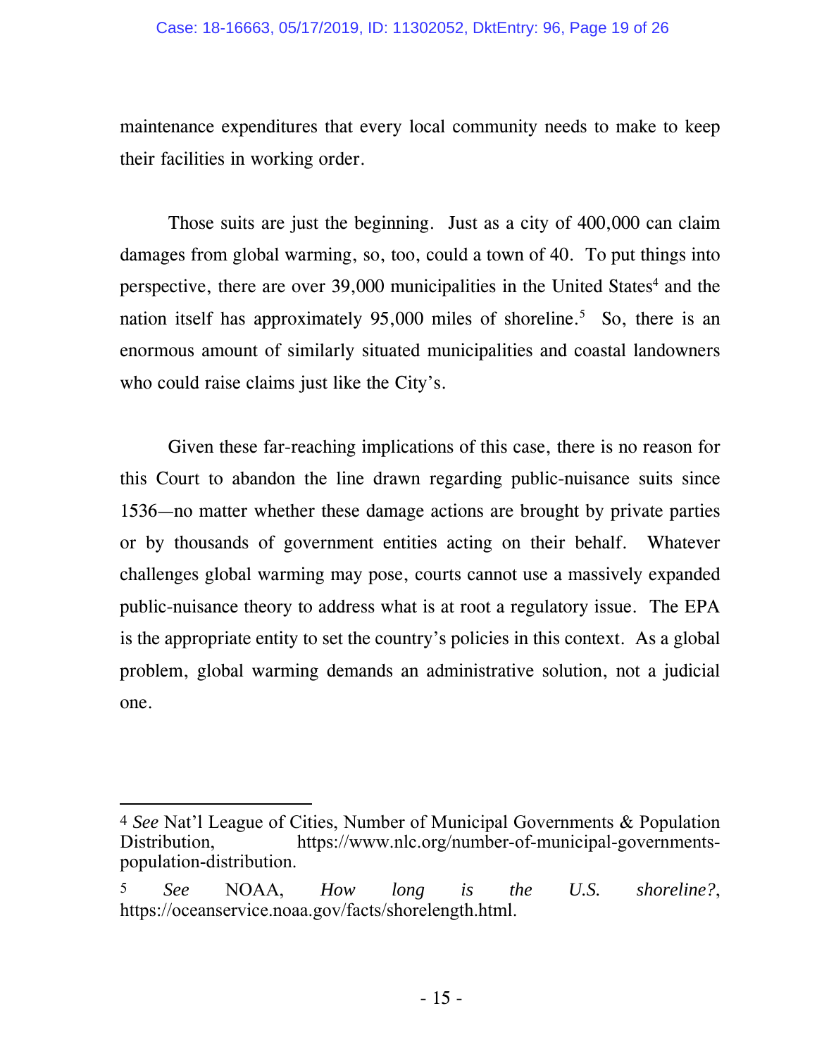maintenance expenditures that every local community needs to make to keep their facilities in working order.

Those suits are just the beginning. Just as a city of 400,000 can claim damages from global warming, so, too, could a town of 40. To put things into perspective, there are over 39,000 municipalities in the United States[4] and the nation itself has approximately 95,000 miles of shoreline.[5] So, there is an enormous amount of similarly situated municipalities and coastal landowners who could raise claims just like the City's.

Given these far-reaching implications of this case, there is no reason for this Court to abandon the line drawn regarding public-nuisance suits since 1536—no matter whether these damage actions are brought by private parties or by thousands of government entities acting on their behalf. Whatever challenges global warming may pose, courts cannot use a massively expanded public-nuisance theory to address what is at root a regulatory issue. The EPA is the appropriate entity to set the country's policies in this context. As a global problem, global warming demands an administrative solution, not a judicial one.

---

4 *See* Nat'l League of Cities, Number of Municipal Governments & Population Distribution, https://www.nlc.org/number-of-municipal-governments-population-distribution.

5 *See* NOAA, *How long is the U.S. shoreline?*, https://oceanservice.noaa.gov/facts/shorelength.html.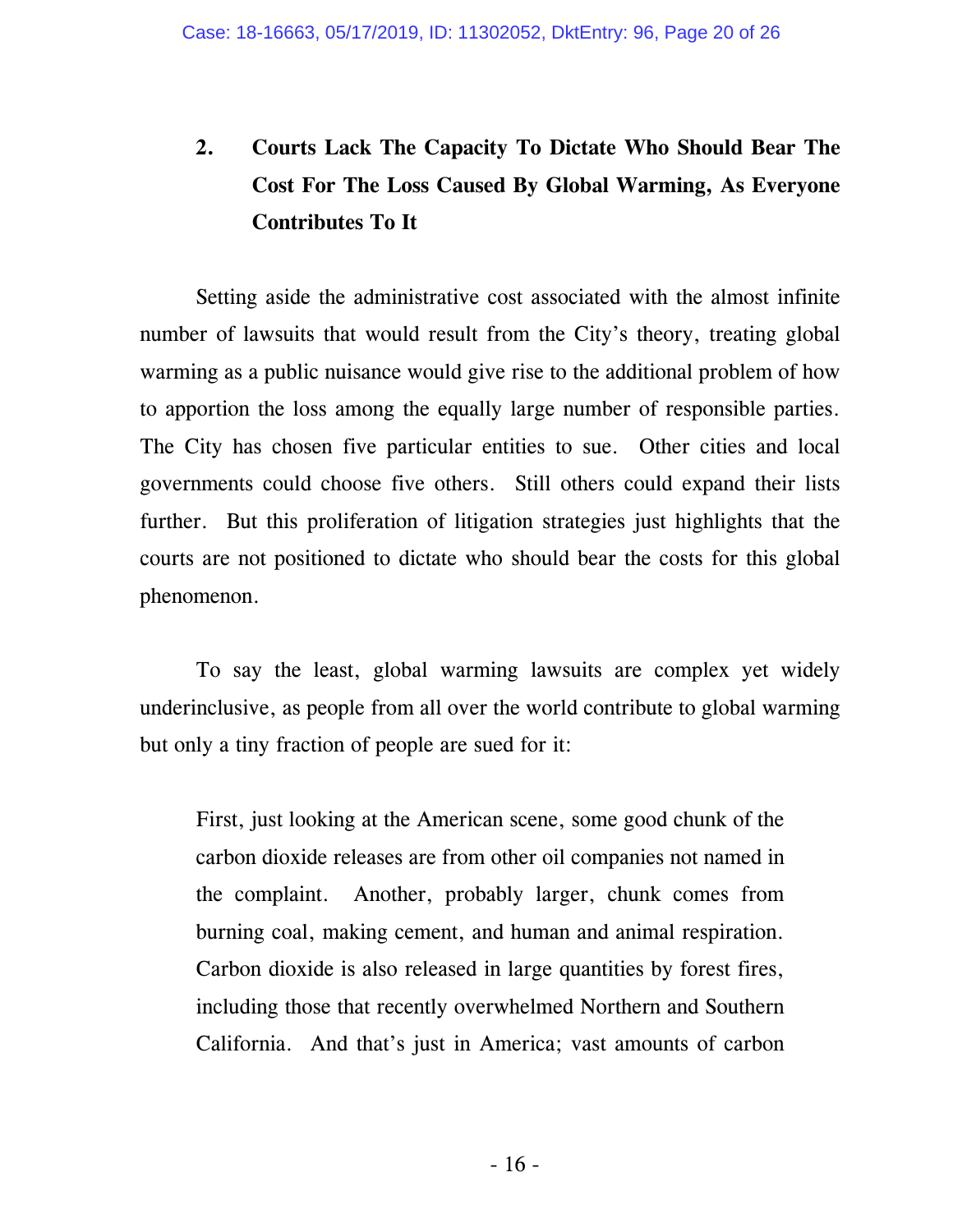### 2. Courts Lack The Capacity To Dictate Who Should Bear The Cost For The Loss Caused By Global Warming, As Everyone Contributes To It

Setting aside the administrative cost associated with the almost infinite number of lawsuits that would result from the City's theory, treating global warming as a public nuisance would give rise to the additional problem of how to apportion the loss among the equally large number of responsible parties. The City has chosen five particular entities to sue. Other cities and local governments could choose five others. Still others could expand their lists further. But this proliferation of litigation strategies just highlights that the courts are not positioned to dictate who should bear the costs for this global phenomenon.

To say the least, global warming lawsuits are complex yet widely underinclusive, as people from all over the world contribute to global warming but only a tiny fraction of people are sued for it:

> First, just looking at the American scene, some good chunk of the carbon dioxide releases are from other oil companies not named in the complaint. Another, probably larger, chunk comes from burning coal, making cement, and human and animal respiration. Carbon dioxide is also released in large quantities by forest fires, including those that recently overwhelmed Northern and Southern California. And that's just in America; vast amounts of carbon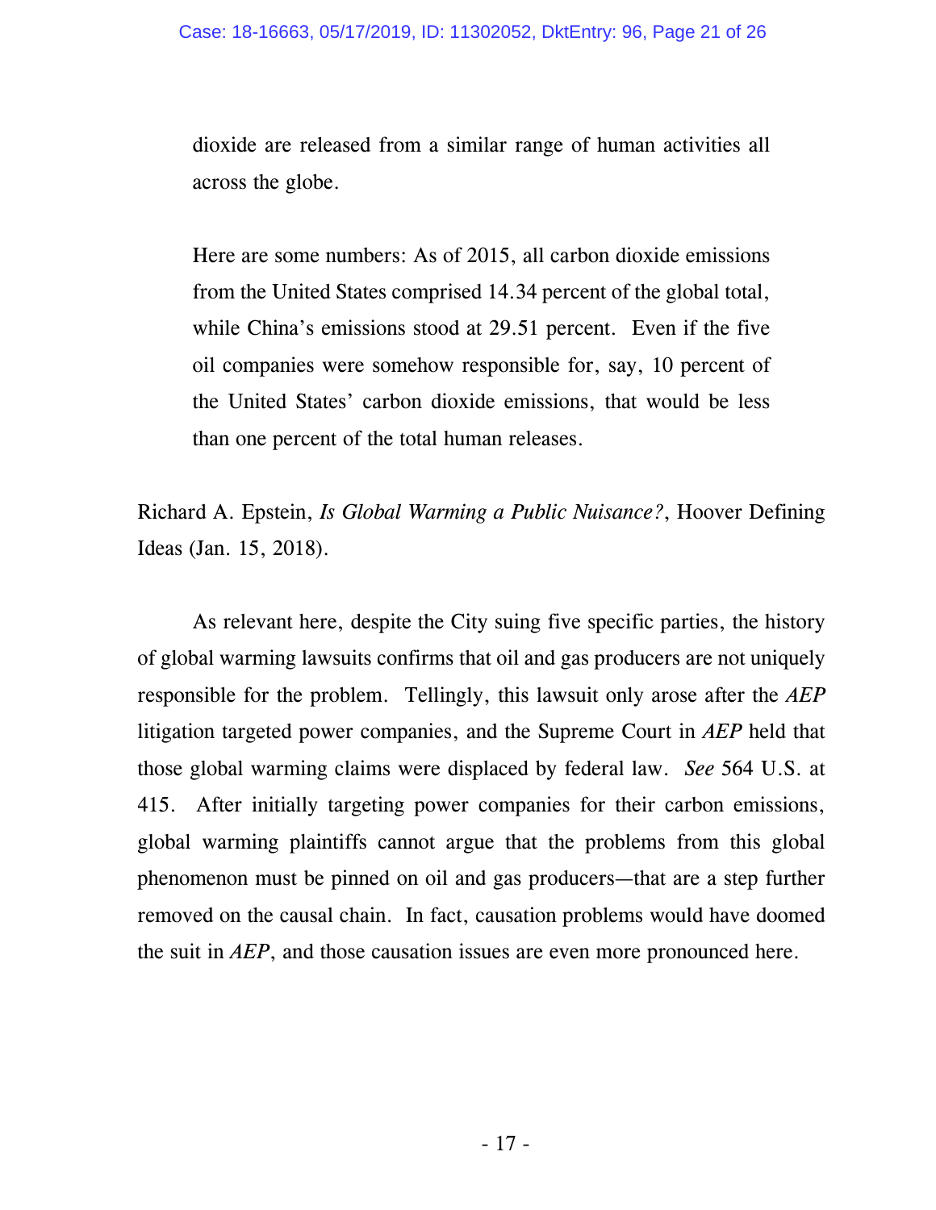> dioxide are released from a similar range of human activities all across the globe.
>
> Here are some numbers: As of 2015, all carbon dioxide emissions from the United States comprised 14.34 percent of the global total, while China's emissions stood at 29.51 percent. Even if the five oil companies were somehow responsible for, say, 10 percent of the United States' carbon dioxide emissions, that would be less than one percent of the total human releases.

Richard A. Epstein, *Is Global Warming a Public Nuisance?*, Hoover Defining Ideas (Jan. 15, 2018).

As relevant here, despite the City suing five specific parties, the history of global warming lawsuits confirms that oil and gas producers are not uniquely responsible for the problem. Tellingly, this lawsuit only arose after the *AEP* litigation targeted power companies, and the Supreme Court in *AEP* held that those global warming claims were displaced by federal law. *See* 564 U.S. at 415. After initially targeting power companies for their carbon emissions, global warming plaintiffs cannot argue that the problems from this global phenomenon must be pinned on oil and gas producers—that are a step further removed on the causal chain. In fact, causation problems would have doomed the suit in *AEP*, and those causation issues are even more pronounced here.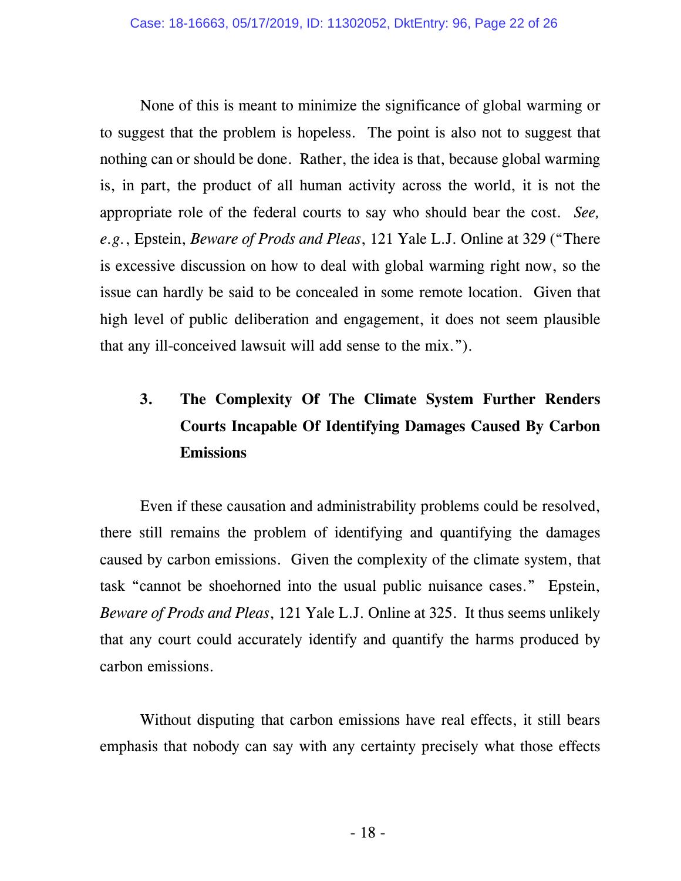None of this is meant to minimize the significance of global warming or to suggest that the problem is hopeless. The point is also not to suggest that nothing can or should be done. Rather, the idea is that, because global warming is, in part, the product of all human activity across the world, it is not the appropriate role of the federal courts to say who should bear the cost. *See, e.g.*, Epstein, *Beware of Prods and Pleas*, 121 Yale L.J. Online at 329 ("There is excessive discussion on how to deal with global warming right now, so the issue can hardly be said to be concealed in some remote location. Given that high level of public deliberation and engagement, it does not seem plausible that any ill-conceived lawsuit will add sense to the mix.").

### 3. The Complexity Of The Climate System Further Renders Courts Incapable Of Identifying Damages Caused By Carbon Emissions

Even if these causation and administrability problems could be resolved, there still remains the problem of identifying and quantifying the damages caused by carbon emissions. Given the complexity of the climate system, that task "cannot be shoehorned into the usual public nuisance cases." Epstein, *Beware of Prods and Pleas*, 121 Yale L.J. Online at 325. It thus seems unlikely that any court could accurately identify and quantify the harms produced by carbon emissions.

Without disputing that carbon emissions have real effects, it still bears emphasis that nobody can say with any certainty precisely what those effects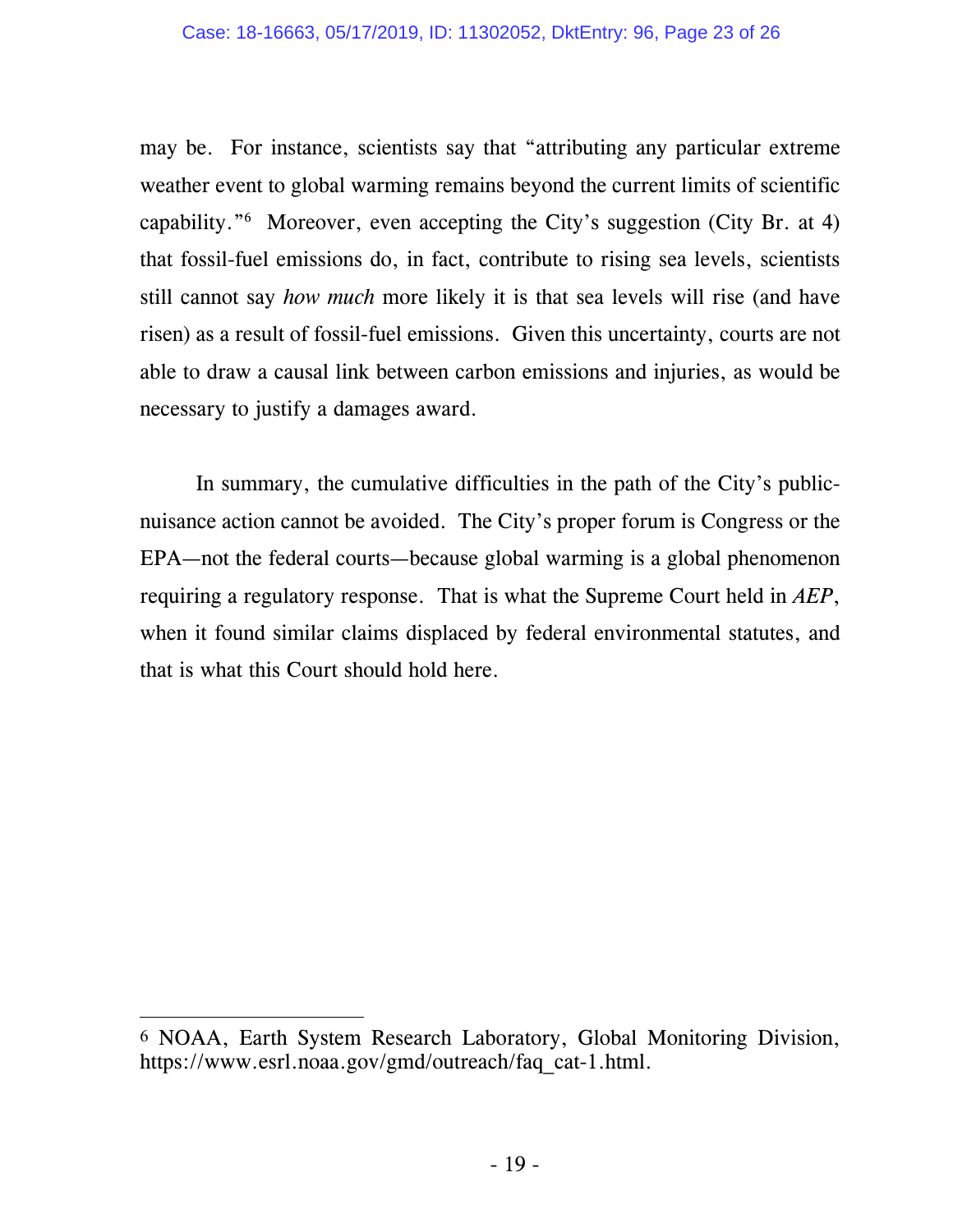may be. For instance, scientists say that "attributing any particular extreme weather event to global warming remains beyond the current limits of scientific capability."[6] Moreover, even accepting the City's suggestion (City Br. at 4) that fossil-fuel emissions do, in fact, contribute to rising sea levels, scientists still cannot say *how much* more likely it is that sea levels will rise (and have risen) as a result of fossil-fuel emissions. Given this uncertainty, courts are not able to draw a causal link between carbon emissions and injuries, as would be necessary to justify a damages award.

In summary, the cumulative difficulties in the path of the City's public-nuisance action cannot be avoided. The City's proper forum is Congress or the EPA—not the federal courts—because global warming is a global phenomenon requiring a regulatory response. That is what the Supreme Court held in *AEP*, when it found similar claims displaced by federal environmental statutes, and that is what this Court should hold here.

---

[6] NOAA, Earth System Research Laboratory, Global Monitoring Division, https://www.esrl.noaa.gov/gmd/outreach/faq_cat-1.html.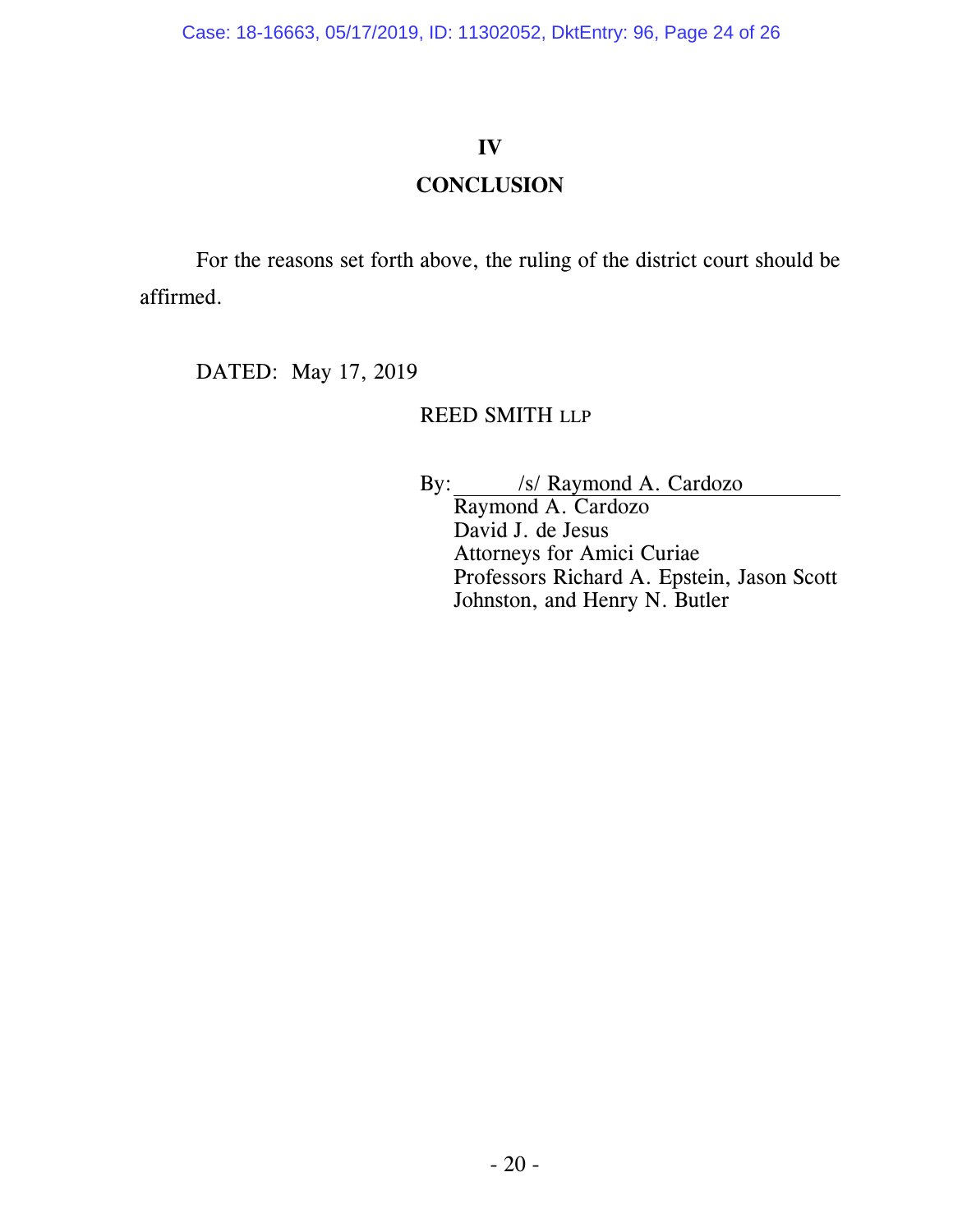## IV

## CONCLUSION

For the reasons set forth above, the ruling of the district court should be affirmed.

DATED: May 17, 2019

REED SMITH LLP

By: /s/ Raymond A. Cardozo
Raymond A. Cardozo
David J. de Jesus
Attorneys for Amici Curiae
Professors Richard A. Epstein, Jason Scott Johnston, and Henry N. Butler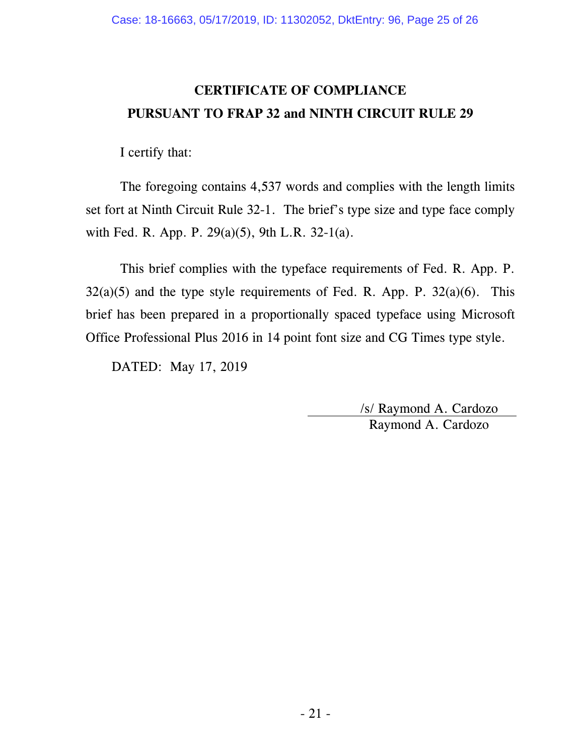# CERTIFICATE OF COMPLIANCE
# PURSUANT TO FRAP 32 and NINTH CIRCUIT RULE 29

I certify that:

The foregoing contains 4,537 words and complies with the length limits set fort at Ninth Circuit Rule 32-1. The brief's type size and type face comply with Fed. R. App. P. 29(a)(5), 9th L.R. 32-1(a).

This brief complies with the typeface requirements of Fed. R. App. P. 32(a)(5) and the type style requirements of Fed. R. App. P. 32(a)(6). This brief has been prepared in a proportionally spaced typeface using Microsoft Office Professional Plus 2016 in 14 point font size and CG Times type style.

DATED: May 17, 2019

/s/ Raymond A. Cardozo
Raymond A. Cardozo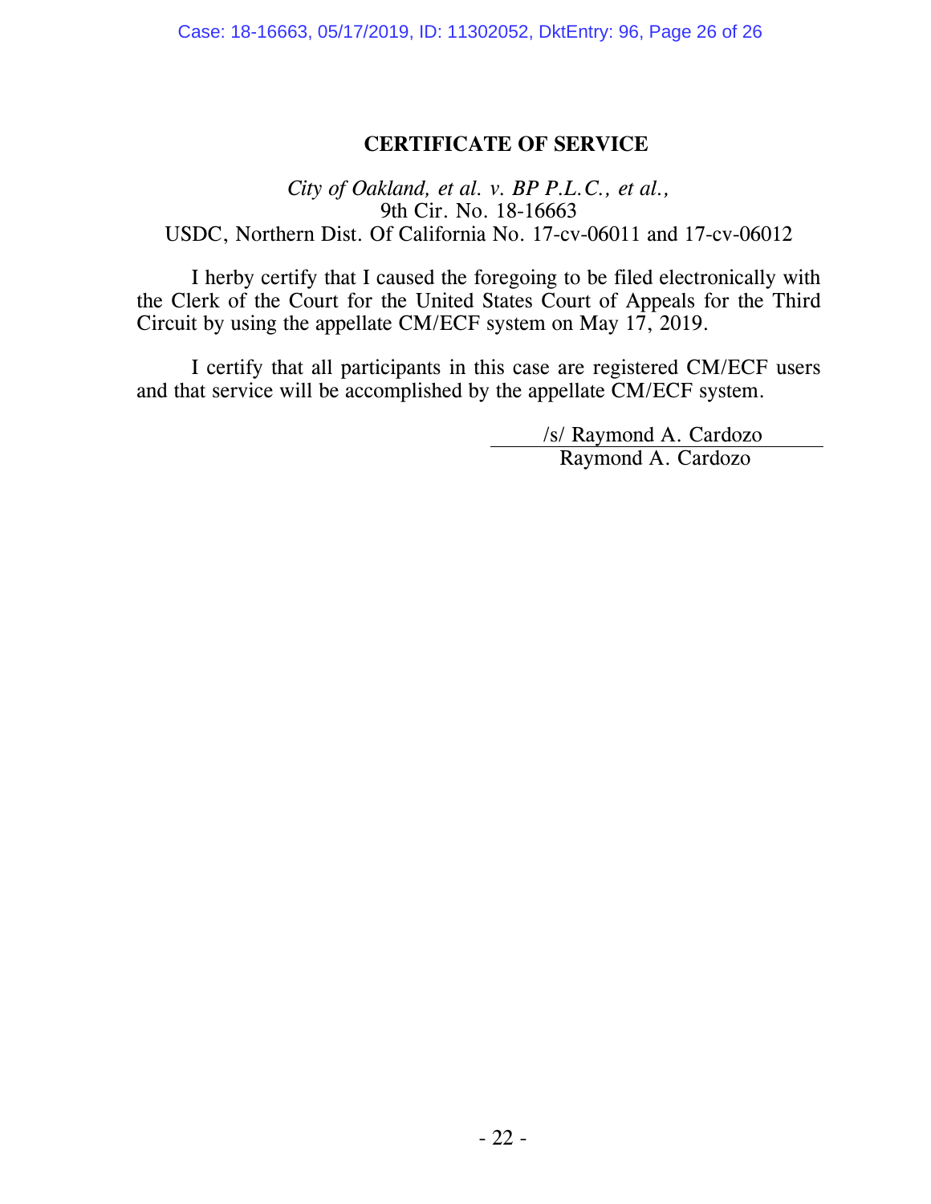## CERTIFICATE OF SERVICE

*City of Oakland, et al. v. BP P.L.C., et al.,*
9th Cir. No. 18-16663
USDC, Northern Dist. Of California No. 17-cv-06011 and 17-cv-06012

I herby certify that I caused the foregoing to be filed electronically with the Clerk of the Court for the United States Court of Appeals for the Third Circuit by using the appellate CM/ECF system on May 17, 2019.

I certify that all participants in this case are registered CM/ECF users and that service will be accomplished by the appellate CM/ECF system.

/s/ Raymond A. Cardozo
Raymond A. Cardozo